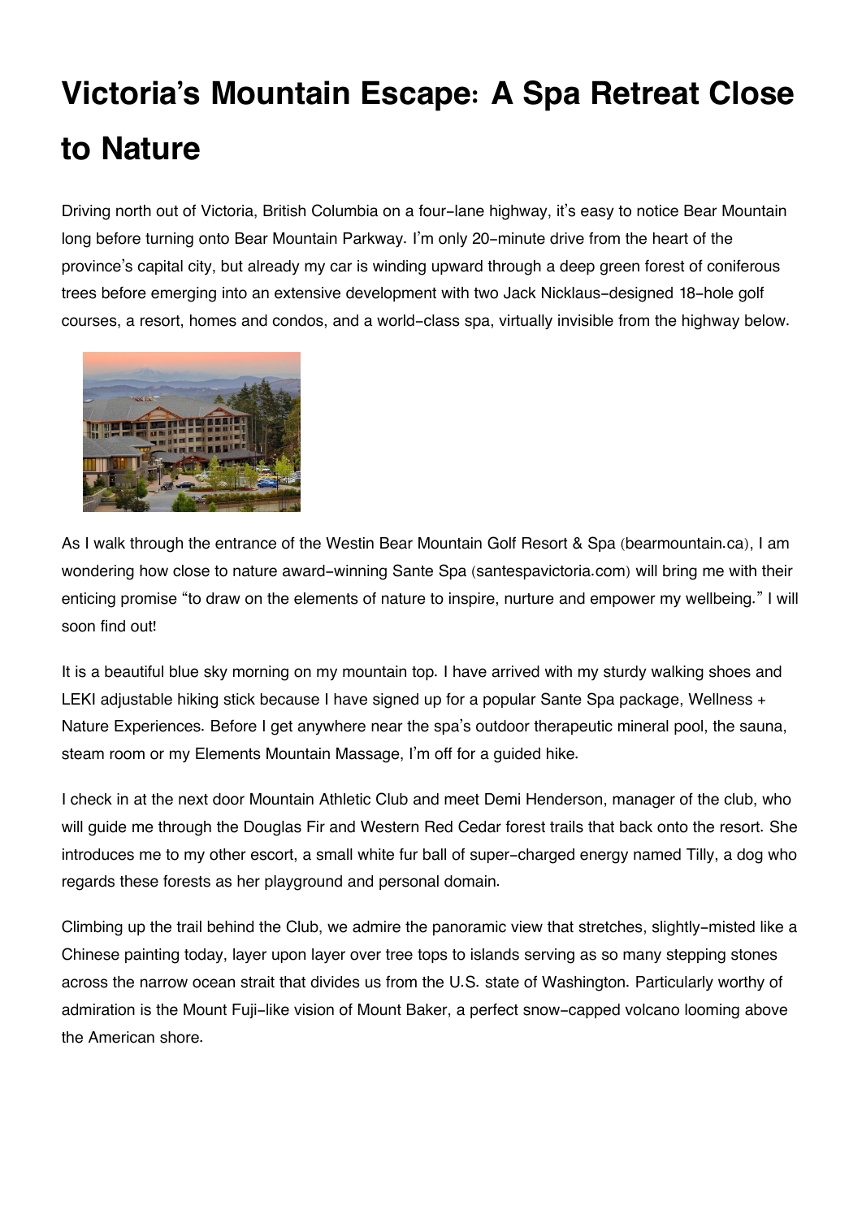# Victoria's Mountain Escape: A Spa Retreat Close to Nature

Driving north out of Victoria, British Columbia on a four-lane highway, it's easy to notice Bear Mountain long before turning onto Bear Mountain Parkway. I'm only 20-minute drive from the heart of the province's capital city, but already my car is winding upward through a deep green forest of coniferous trees before emerging into an extensive development with two Jack Nicklaus-designed 18-hole golf courses, a resort, homes and condos, and a world-class spa, virtually invisible from the highway below.

As I walk through the entrance of the Westin Bear Mountain Golf Resort & Spa (bearmountain.ca), I am wondering how close to nature award-winning Sante Spa (santespavictoria.com) will bring me with their enticing promise "to draw on the elements of nature to inspire, nurture and empower my wellbeing." I will soon find out!

It is a beautiful blue sky morning on my mountain top. I have arrived with my sturdy walking shoes and LEKI adjustable hiking stick because I have signed up for a popular Sante Spa package, Wellness + Nature Experiences. Before I get anywhere near the spa's outdoor therapeutic mineral pool, the sauna, steam room or my Elements Mountain Massage, I'm off for a guided hike.

I check in at the next door Mountain Athletic Club and meet Demi Henderson, manager of the club, who will guide me through the Douglas Fir and Western Red Cedar forest trails that back onto the resort. She introduces me to my other escort, a small white fur ball of super-charged energy named Tilly, a dog who regards these forests as her playground and personal domain.

Climbing up the trail behind the Club, we admire the panoramic view that stretches, slightly-misted like a Chinese painting today, layer upon layer over tree tops to islands serving as so many stepping stones across the narrow ocean strait that divides us from the U.S. state of Washington. Particularly worthy of admiration is the Mount Fuji-like vision of Mount Baker, a perfect snow-capped volcano looming above the American shore.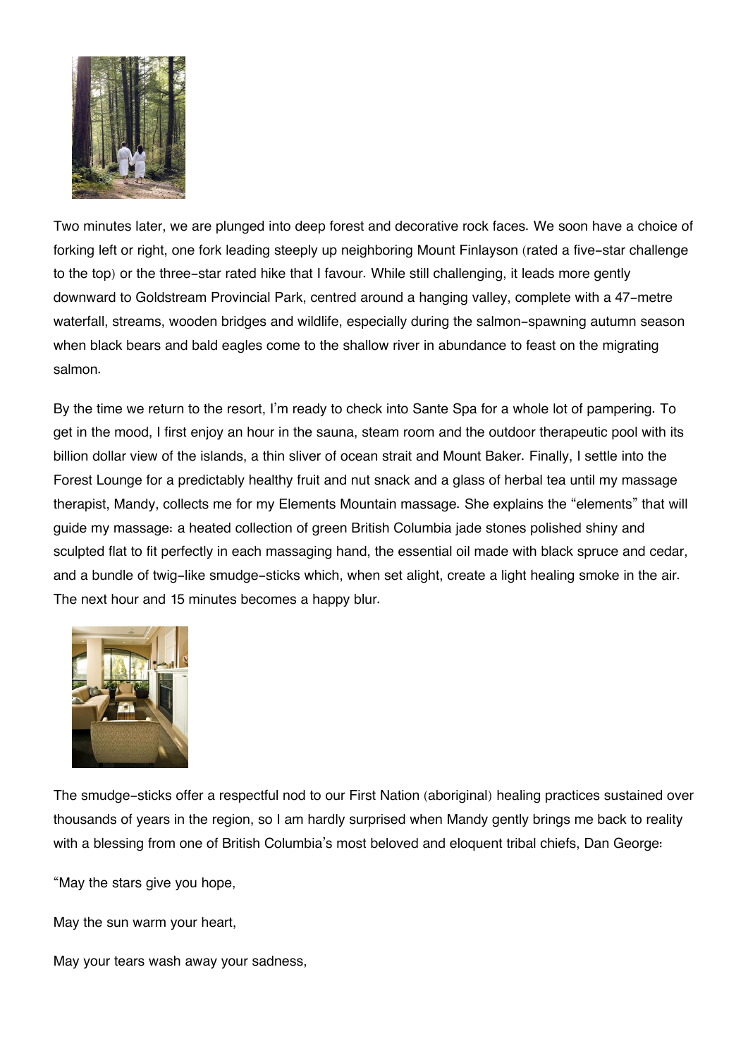Two minutes later, we are plunged into deep forest and decorative rock faces. We soon have a choice of forking left or right, one fork leading steeply up neighboring Mount Finlayson (rated a five-star challenge to the top) or the three-star rated hike that I favour. While still challenging, it leads more gently downward to Goldstream Provincial Park, centred around a hanging valley, complete with a 47-metre waterfall, streams, wooden bridges and wildlife, especially during the salmon-spawning autumn season when black bears and bald eagles come to the shallow river in abundance to feast on the migrating salmon.

By the time we return to the resort, I'm ready to check into Sante Spa for a whole lot of pampering. To get in the mood, I first enjoy an hour in the sauna, steam room and the outdoor therapeutic pool with its billion dollar view of the islands, a thin sliver of ocean strait and Mount Baker. Finally, I settle into the Forest Lounge for a predictably healthy fruit and nut snack and a glass of herbal tea until my massage therapist, Mandy, collects me for my Elements Mountain massage. She explains the "elements" that will guide my massage: a heated collection of green British Columbia jade stones polished shiny and sculpted flat to fit perfectly in each massaging hand, the essential oil made with black spruce and cedar, and a bundle of twig-like smudge-sticks which, when set alight, create a light healing smoke in the air. The next hour and 15 minutes becomes a happy blur.

The smudge-sticks offer a respectful nod to our First Nation (aboriginal) healing practices sustained over thousands of years in the region, so I am hardly surprised when Mandy gently brings me back to reality with a blessing from one of British Columbia's most beloved and eloquent tribal chiefs, Dan George:

"May the stars give you hope,

May the sun warm your heart,

May your tears wash away your sadness,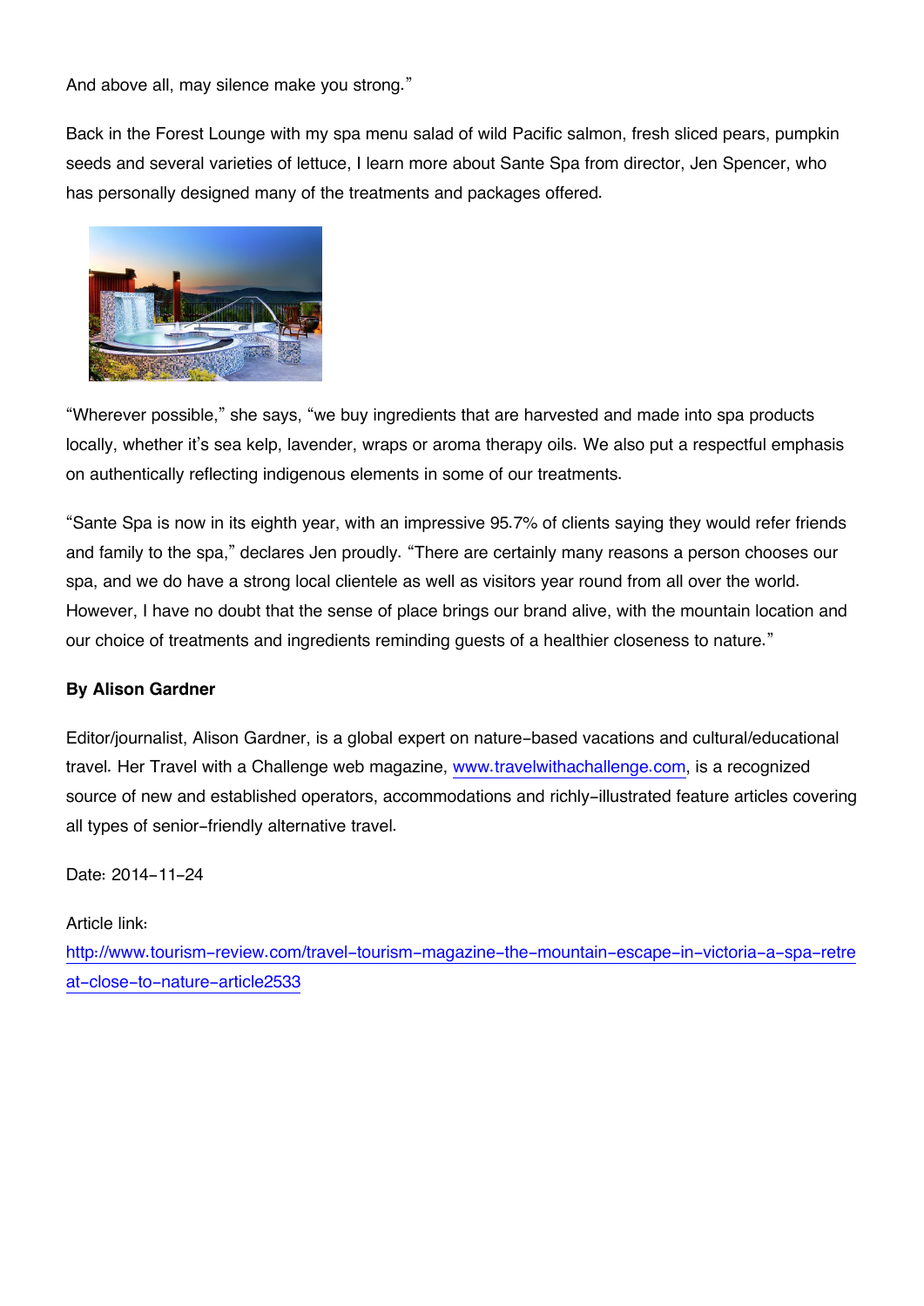And above all, may silence make you strong."

Back in the Forest Lounge with my spa menu salad of wild Pacific salmon, fresh sliced pears, pumpkin seeds and several varieties of lettuce, I learn more about Sante Spa from director, Jen Spencer, who has personally designed many of the treatments and packages offered.

"Wherever possible," she says, "we buy ingredients that are harvested and made into spa products locally, whether it's sea kelp, lavender, wraps or aroma therapy oils. We also put a respectful emphasis on authentically reflecting indigenous elements in some of our treatments.

"Sante Spa is now in its eighth year, with an impressive 95.7% of clients saying they would refer friends and family to the spa," declares Jen proudly. "There are certainly many reasons a person chooses our spa, and we do have a strong local clientele as well as visitors year round from all over the world. However, I have no doubt that the sense of place brings our brand alive, with the mountain location and our choice of treatments and ingredients reminding guests of a healthier closeness to nature."

**By Alison Gardner**

Editor/journalist, Alison Gardner, is a global expert on nature-based vacations and cultural/educational travel. Her Travel with a Challenge web magazine, [www.travelwithachallenge.com](http://www.travelwithachallenge.com), is a recognized source of new and established operators, accommodations and richly-illustrated feature articles covering all types of senior-friendly alternative travel.

Date: 2014-11-24

Article link:
[http://www.tourism-review.com/travel-tourism-magazine-the-mountain-escape-in-victoria-a-spa-retreat-close-to-nature-article2533](http://www.tourism-review.com/travel-tourism-magazine-the-mountain-escape-in-victoria-a-spa-retreat-close-to-nature-article2533)